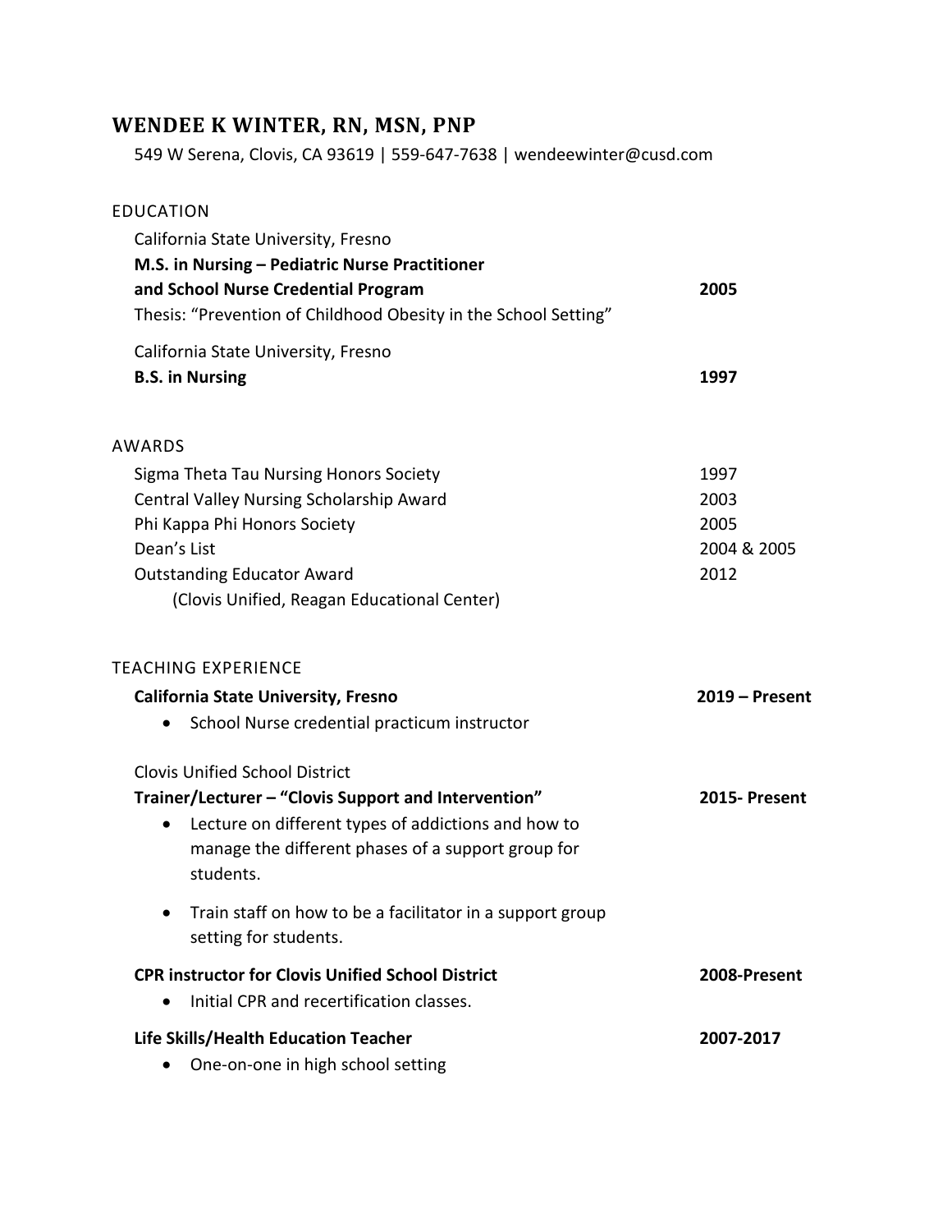## WENDEE K WINTER, RN, MSN, PNP

549 W Serena, Clovis, CA 93619 | 559-647-7638 | wendeewinter@cusd.com

### EDUCATION

California State University, Fresno
**M.S. in Nursing – Pediatric Nurse Practitioner and School Nurse Credential Program** — **2005**
Thesis: "Prevention of Childhood Obesity in the School Setting"

California State University, Fresno
**B.S. in Nursing** — **1997**

### AWARDS

| | |
|---|---|
| Sigma Theta Tau Nursing Honors Society | 1997 |
| Central Valley Nursing Scholarship Award | 2003 |
| Phi Kappa Phi Honors Society | 2005 |
| Dean's List | 2004 & 2005 |
| Outstanding Educator Award (Clovis Unified, Reagan Educational Center) | 2012 |

### TEACHING EXPERIENCE

**California State University, Fresno** — **2019 – Present**

- School Nurse credential practicum instructor

Clovis Unified School District
**Trainer/Lecturer – "Clovis Support and Intervention"** — **2015- Present**

- Lecture on different types of addictions and how to manage the different phases of a support group for students.
- Train staff on how to be a facilitator in a support group setting for students.

**CPR instructor for Clovis Unified School District** — **2008-Present**

- Initial CPR and recertification classes.

**Life Skills/Health Education Teacher** — **2007-2017**

- One-on-one in high school setting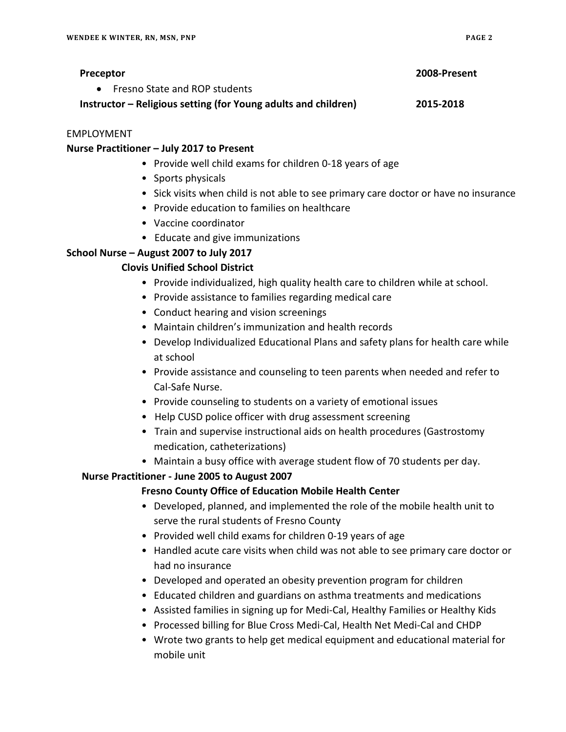**Preceptor** **2008-Present**

- Fresno State and ROP students

**Instructor – Religious setting (for Young adults and children)** **2015-2018**

EMPLOYMENT

**Nurse Practitioner – July 2017 to Present**

- Provide well child exams for children 0-18 years of age
- Sports physicals
- Sick visits when child is not able to see primary care doctor or have no insurance
- Provide education to families on healthcare
- Vaccine coordinator
- Educate and give immunizations

**School Nurse – August 2007 to July 2017**

**Clovis Unified School District**

- Provide individualized, high quality health care to children while at school.
- Provide assistance to families regarding medical care
- Conduct hearing and vision screenings
- Maintain children's immunization and health records
- Develop Individualized Educational Plans and safety plans for health care while at school
- Provide assistance and counseling to teen parents when needed and refer to Cal-Safe Nurse.
- Provide counseling to students on a variety of emotional issues
- Help CUSD police officer with drug assessment screening
- Train and supervise instructional aids on health procedures (Gastrostomy medication, catheterizations)
- Maintain a busy office with average student flow of 70 students per day.

**Nurse Practitioner - June 2005 to August 2007**

**Fresno County Office of Education Mobile Health Center**

- Developed, planned, and implemented the role of the mobile health unit to serve the rural students of Fresno County
- Provided well child exams for children 0-19 years of age
- Handled acute care visits when child was not able to see primary care doctor or had no insurance
- Developed and operated an obesity prevention program for children
- Educated children and guardians on asthma treatments and medications
- Assisted families in signing up for Medi-Cal, Healthy Families or Healthy Kids
- Processed billing for Blue Cross Medi-Cal, Health Net Medi-Cal and CHDP
- Wrote two grants to help get medical equipment and educational material for mobile unit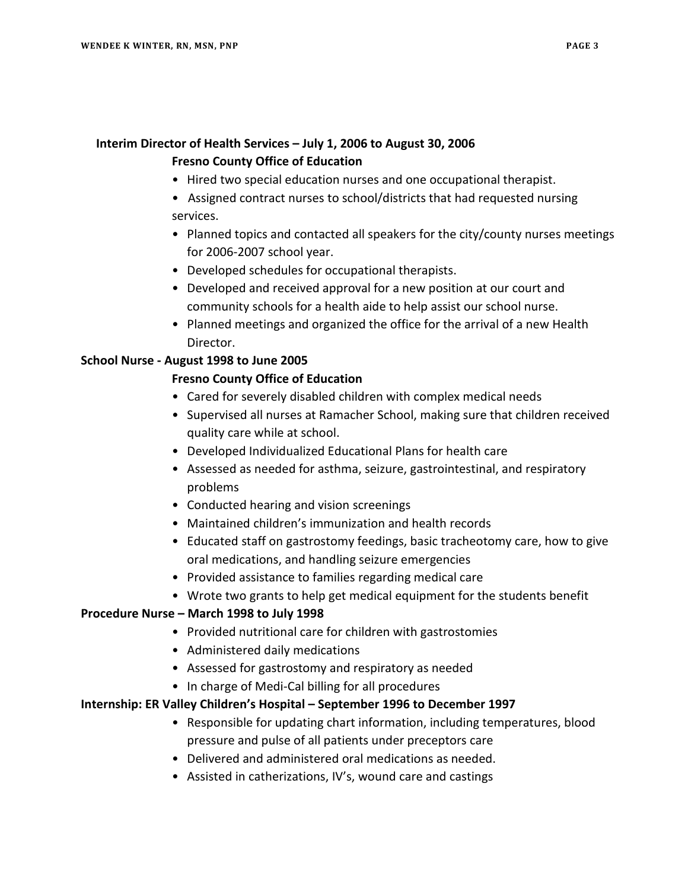**Interim Director of Health Services – July 1, 2006 to August 30, 2006**

**Fresno County Office of Education**

- Hired two special education nurses and one occupational therapist.
- Assigned contract nurses to school/districts that had requested nursing services.
- Planned topics and contacted all speakers for the city/county nurses meetings for 2006-2007 school year.
- Developed schedules for occupational therapists.
- Developed and received approval for a new position at our court and community schools for a health aide to help assist our school nurse.
- Planned meetings and organized the office for the arrival of a new Health Director.

**School Nurse - August 1998 to June 2005**

**Fresno County Office of Education**

- Cared for severely disabled children with complex medical needs
- Supervised all nurses at Ramacher School, making sure that children received quality care while at school.
- Developed Individualized Educational Plans for health care
- Assessed as needed for asthma, seizure, gastrointestinal, and respiratory problems
- Conducted hearing and vision screenings
- Maintained children's immunization and health records
- Educated staff on gastrostomy feedings, basic tracheotomy care, how to give oral medications, and handling seizure emergencies
- Provided assistance to families regarding medical care
- Wrote two grants to help get medical equipment for the students benefit

**Procedure Nurse – March 1998 to July 1998**

- Provided nutritional care for children with gastrostomies
- Administered daily medications
- Assessed for gastrostomy and respiratory as needed
- In charge of Medi-Cal billing for all procedures

**Internship: ER Valley Children's Hospital – September 1996 to December 1997**

- Responsible for updating chart information, including temperatures, blood pressure and pulse of all patients under preceptors care
- Delivered and administered oral medications as needed.
- Assisted in catherizations, IV's, wound care and castings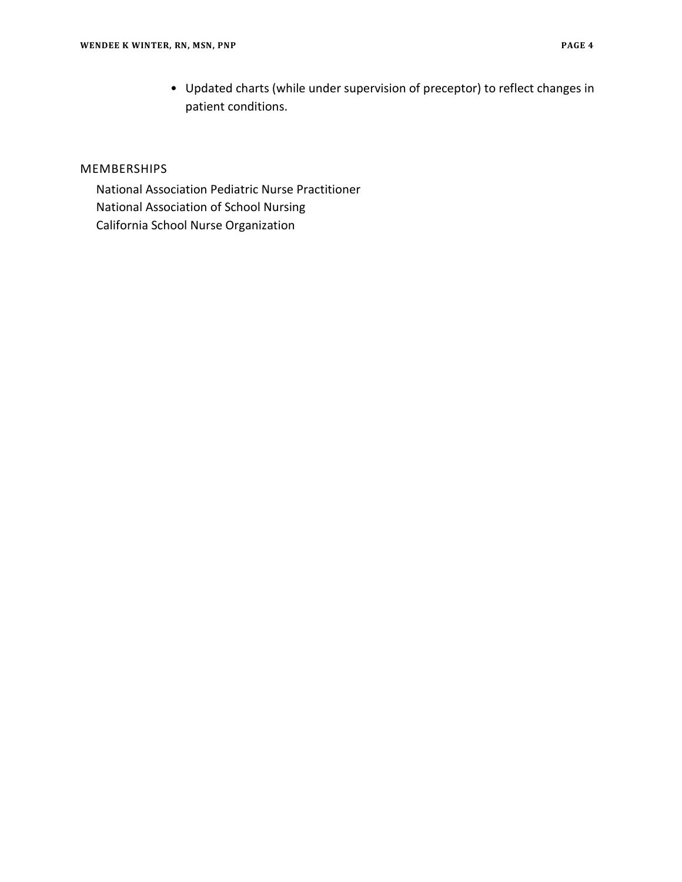- Updated charts (while under supervision of preceptor) to reflect changes in patient conditions.

## MEMBERSHIPS

National Association Pediatric Nurse Practitioner
National Association of School Nursing
California School Nurse Organization